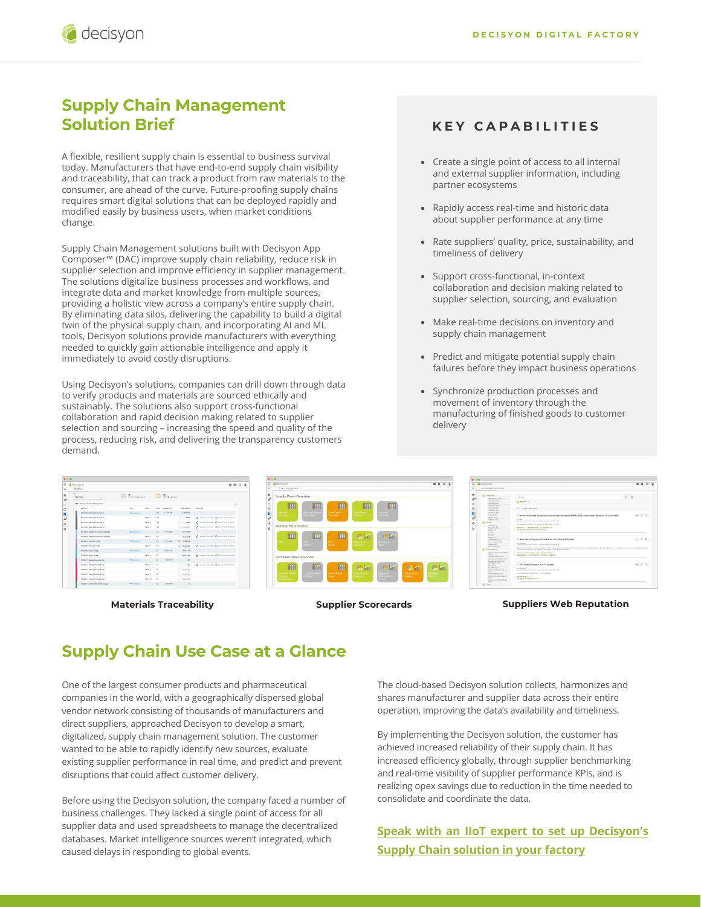# Supply Chain Management Solution Brief

A flexible, resilient supply chain is essential to business survival today. Manufacturers that have end-to-end supply chain visibility and traceability, that can track a product from raw materials to the consumer, are ahead of the curve. Future-proofing supply chains requires smart digital solutions that can be deployed rapidly and modified easily by business users, when market conditions change.

Supply Chain Management solutions built with Decisyon App Composer™ (DAC) improve supply chain reliability, reduce risk in supplier selection and improve efficiency in supplier management. The solutions digitalize business processes and workflows, and integrate data and market knowledge from multiple sources, providing a holistic view across a company's entire supply chain. By eliminating data silos, delivering the capability to build a digital twin of the physical supply chain, and incorporating AI and ML tools, Decisyon solutions provide manufacturers with everything needed to quickly gain actionable intelligence and apply it immediately to avoid costly disruptions.

Using Decisyon's solutions, companies can drill down through data to verify products and materials are sourced ethically and sustainably. The solutions also support cross-functional collaboration and rapid decision making related to supplier selection and sourcing – increasing the speed and quality of the process, reducing risk, and delivering the transparency customers demand.

## KEY CAPABILITIES

- Create a single point of access to all internal and external supplier information, including partner ecosystems
- Rapidly access real-time and historic data about supplier performance at any time
- Rate suppliers' quality, price, sustainability, and timeliness of delivery
- Support cross-functional, in-context collaboration and decision making related to supplier selection, sourcing, and evaluation
- Make real-time decisions on inventory and supply chain management
- Predict and mitigate potential supply chain failures before they impact business operations
- Synchronize production processes and movement of inventory through the manufacturing of finished goods to customer delivery

Materials Traceability

Supplier Scorecards

Suppliers Web Reputation

## Supply Chain Use Case at a Glance

One of the largest consumer products and pharmaceutical companies in the world, with a geographically dispersed global vendor network consisting of thousands of manufacturers and direct suppliers, approached Decisyon to develop a smart, digitalized, supply chain management solution. The customer wanted to be able to rapidly identify new sources, evaluate existing supplier performance in real time, and predict and prevent disruptions that could affect customer delivery.

Before using the Decisyon solution, the company faced a number of business challenges. They lacked a single point of access for all supplier data and used spreadsheets to manage the decentralized databases. Market intelligence sources weren't integrated, which caused delays in responding to global events.

The cloud-based Decisyon solution collects, harmonizes and shares manufacturer and supplier data across their entire operation, improving the data's availability and timeliness.

By implementing the Decisyon solution, the customer has achieved increased reliability of their supply chain. It has increased efficiency globally, through supplier benchmarking and real-time visibility of supplier performance KPIs, and is realizing opex savings due to reduction in the time needed to consolidate and coordinate the data.

**Speak with an IIoT expert to set up Decisyon's Supply Chain solution in your factory**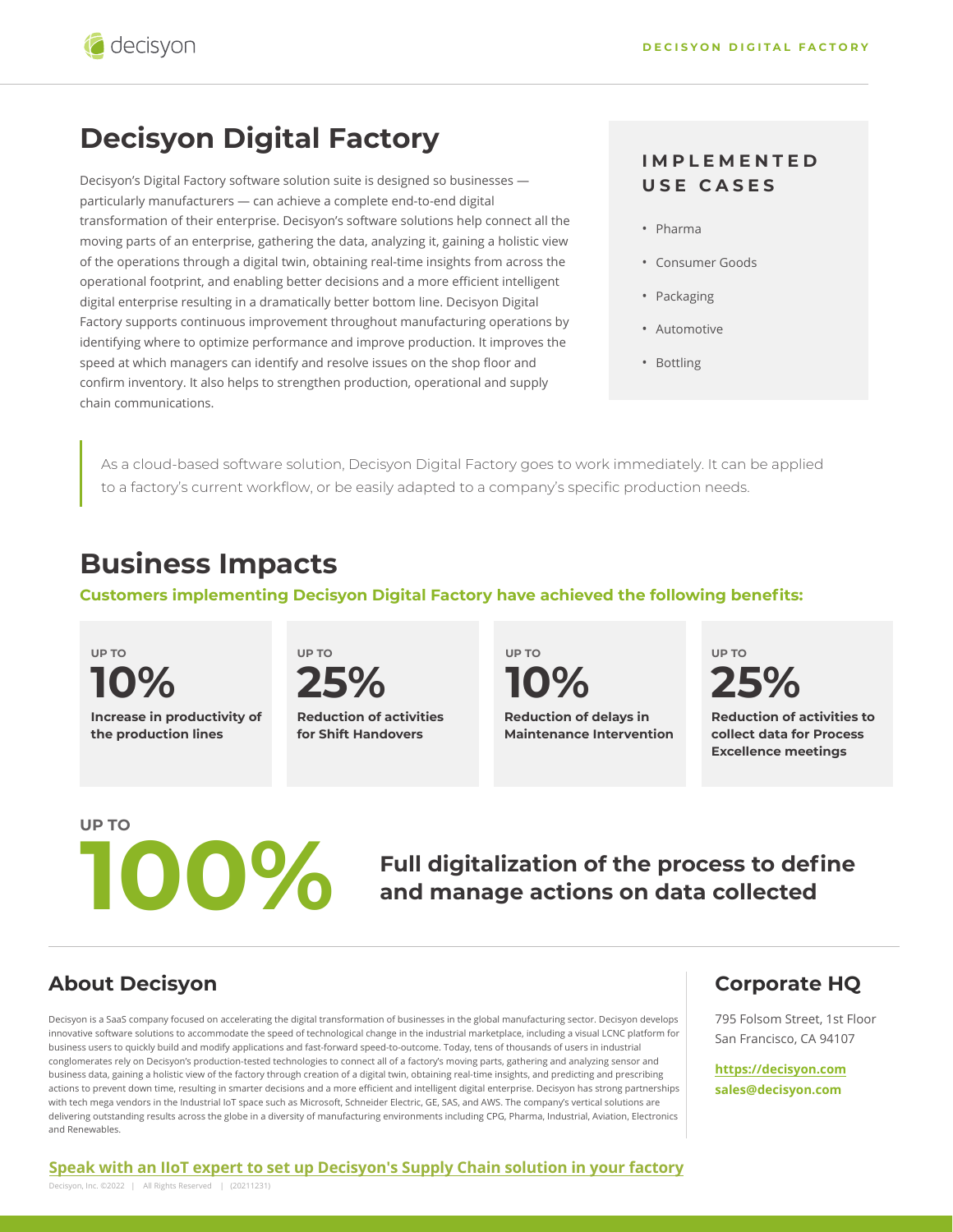# Decisyon Digital Factory

Decisyon's Digital Factory software solution suite is designed so businesses — particularly manufacturers — can achieve a complete end-to-end digital transformation of their enterprise. Decisyon's software solutions help connect all the moving parts of an enterprise, gathering the data, analyzing it, gaining a holistic view of the operations through a digital twin, obtaining real-time insights from across the operational footprint, and enabling better decisions and a more efficient intelligent digital enterprise resulting in a dramatically better bottom line. Decisyon Digital Factory supports continuous improvement throughout manufacturing operations by identifying where to optimize performance and improve production. It improves the speed at which managers can identify and resolve issues on the shop floor and confirm inventory. It also helps to strengthen production, operational and supply chain communications.

### IMPLEMENTED USE CASES

- Pharma
- Consumer Goods
- Packaging
- Automotive
- Bottling

> As a cloud-based software solution, Decisyon Digital Factory goes to work immediately. It can be applied to a factory's current workflow, or be easily adapted to a company's specific production needs.

## Business Impacts

**Customers implementing Decisyon Digital Factory have achieved the following benefits:**

UP TO **10%** **Increase in productivity of the production lines**

UP TO **25%** **Reduction of activities for Shift Handovers**

UP TO **10%** **Reduction of delays in Maintenance Intervention**

UP TO **25%** **Reduction of activities to collect data for Process Excellence meetings**

UP TO **100%** **Full digitalization of the process to define and manage actions on data collected**

## About Decisyon

Decisyon is a SaaS company focused on accelerating the digital transformation of businesses in the global manufacturing sector. Decisyon develops innovative software solutions to accommodate the speed of technological change in the industrial marketplace, including a visual LCNC platform for business users to quickly build and modify applications and fast-forward speed-to-outcome. Today, tens of thousands of users in industrial conglomerates rely on Decisyon's production-tested technologies to connect all of a factory's moving parts, gathering and analyzing sensor and business data, gaining a holistic view of the factory through creation of a digital twin, obtaining real-time insights, and predicting and prescribing actions to prevent down time, resulting in smarter decisions and a more efficient and intelligent digital enterprise. Decisyon has strong partnerships with tech mega vendors in the Industrial IoT space such as Microsoft, Schneider Electric, GE, SAS, and AWS. The company's vertical solutions are delivering outstanding results across the globe in a diversity of manufacturing environments including CPG, Pharma, Industrial, Aviation, Electronics and Renewables.

## Corporate HQ

795 Folsom Street, 1st Floor
San Francisco, CA 94107

**https://decisyon.com**
**sales@decisyon.com**

**Speak with an IIoT expert to set up Decisyon's Supply Chain solution in your factory**

Decisyon, Inc. ©2022 | All Rights Reserved | (20211231)